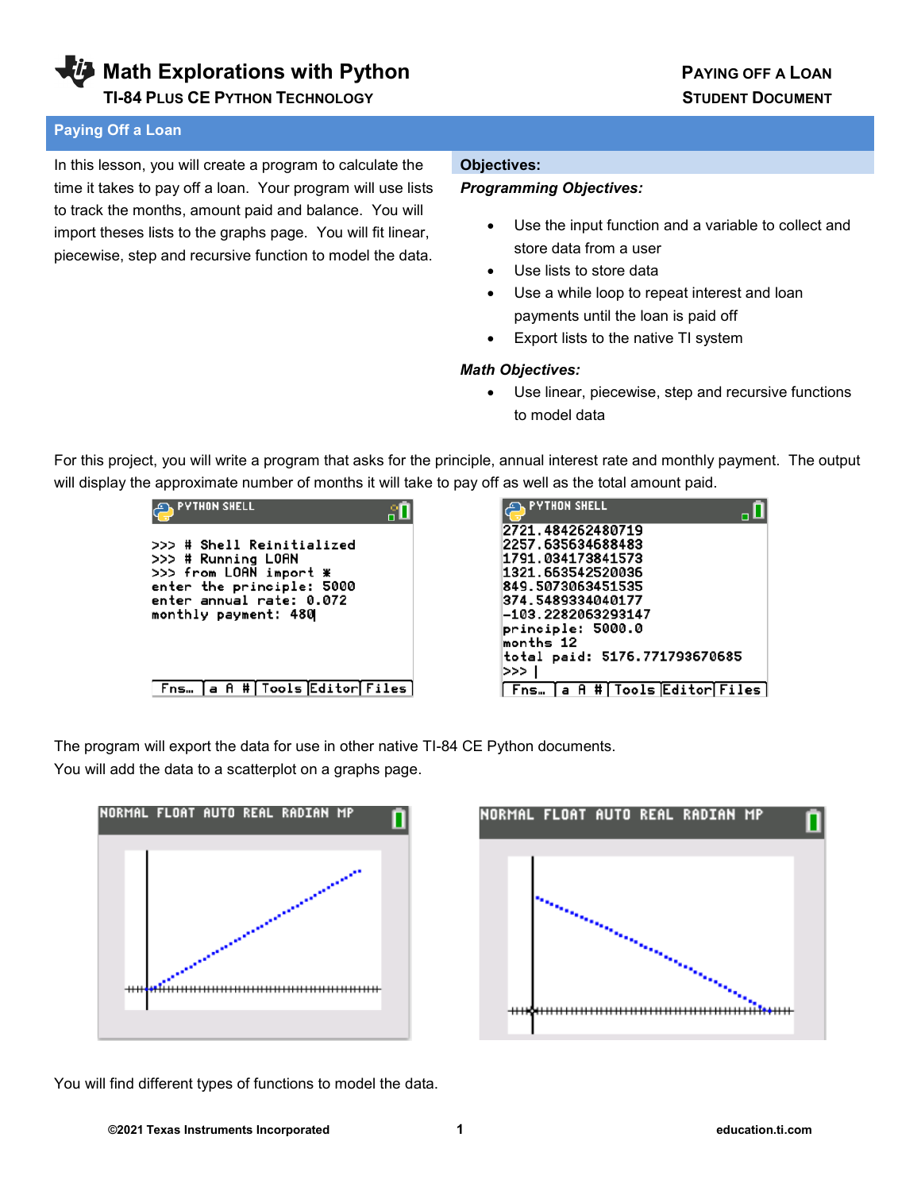# Math Explorations with Python

**TI-84 PLUS CE PYTHON TECHNOLOGY**

**PAYING OFF A LOAN**
**STUDENT DOCUMENT**

## Paying Off a Loan

In this lesson, you will create a program to calculate the time it takes to pay off a loan. Your program will use lists to track the months, amount paid and balance. You will import theses lists to the graphs page. You will fit linear, piecewise, step and recursive function to model the data.

**Objectives:**

***Programming Objectives:***

- Use the input function and a variable to collect and store data from a user
- Use lists to store data
- Use a while loop to repeat interest and loan payments until the loan is paid off
- Export lists to the native TI system

***Math Objectives:***

- Use linear, piecewise, step and recursive functions to model data

For this project, you will write a program that asks for the principle, annual interest rate and monthly payment. The output will display the approximate number of months it will take to pay off as well as the total amount paid.

```
PYTHON SHELL
>>> # Shell Reinitialized
>>> # Running LOAN
>>> from LOAN import *
enter the principle: 5000
enter annual rate: 0.072
monthly payment: 480
```

```
PYTHON SHELL
2721.484262480719
2257.635634688483
1791.034173841573
1321.663542520036
849.5073063451535
374.5489334040177
-103.2282063293147
principle: 5000.0
months 12
total paid: 5176.771793670685
>>> |
```

The program will export the data for use in other native TI-84 CE Python documents.
You will add the data to a scatterplot on a graphs page.

You will find different types of functions to model the data.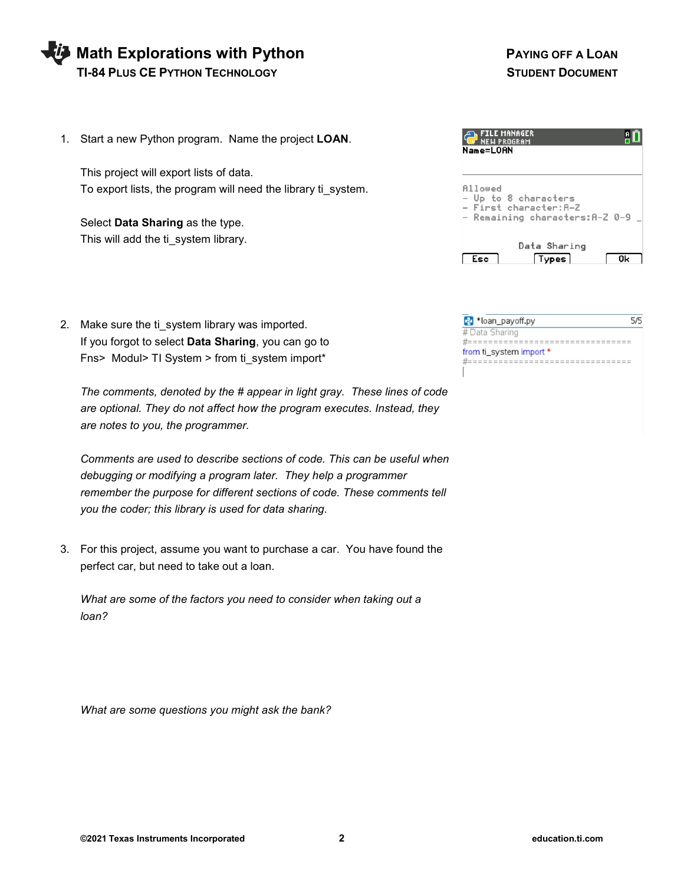1. Start a new Python program. Name the project **LOAN**.

   This project will export lists of data.
   To export lists, the program will need the library ti_system.

   Select **Data Sharing** as the type.
   This will add the ti_system library.

```
FILE MANAGER
NEW PROGRAM
Name=LOAN

Allowed
- Up to 8 characters
- First character:A-Z
- Remaining characters:A-Z 0-9 _

Data Sharing
Esc    Types    Ok
```

2. Make sure the ti_system library was imported.
   If you forgot to select **Data Sharing**, you can go to Fns> Modul> TI System > from ti_system import*

```
*loan_payoff.py                5/5
# Data Sharing
#================================
from ti_system import *
#================================
```

   *The comments, denoted by the # appear in light gray. These lines of code are optional. They do not affect how the program executes. Instead, they are notes to you, the programmer.*

   *Comments are used to describe sections of code. This can be useful when debugging or modifying a program later. They help a programmer remember the purpose for different sections of code. These comments tell you the coder; this library is used for data sharing.*

3. For this project, assume you want to purchase a car. You have found the perfect car, but need to take out a loan.

   *What are some of the factors you need to consider when taking out a loan?*

   *What are some questions you might ask the bank?*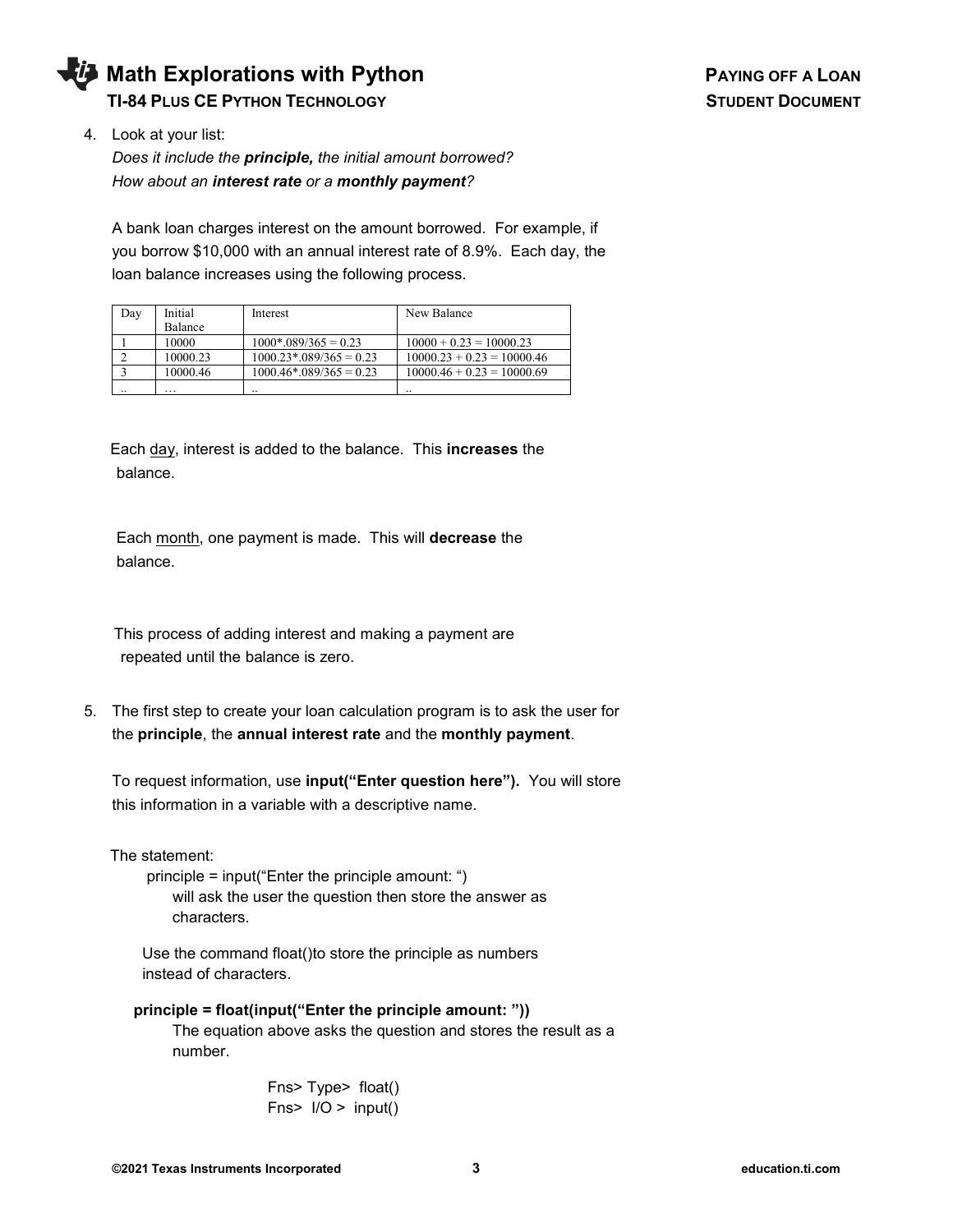4. Look at your list:
   *Does it include the **principle,** the initial amount borrowed?*
   *How about an **interest rate** or a **monthly payment**?*

   A bank loan charges interest on the amount borrowed. For example, if you borrow $10,000 with an annual interest rate of 8.9%. Each day, the loan balance increases using the following process.

| Day | Initial Balance | Interest | New Balance |
|---|---|---|---|
| 1 | 10000 | 1000*.089/365 = 0.23 | 10000 + 0.23 = 10000.23 |
| 2 | 10000.23 | 1000.23*.089/365 = 0.23 | 10000.23 + 0.23 = 10000.46 |
| 3 | 10000.46 | 1000.46*.089/365 = 0.23 | 10000.46 + 0.23 = 10000.69 |
| .. | … | .. | .. |

   Each <u>day</u>, interest is added to the balance. This **increases** the balance.

   Each <u>month</u>, one payment is made. This will **decrease** the balance.

   This process of adding interest and making a payment are repeated until the balance is zero.

5. The first step to create your loan calculation program is to ask the user for the **principle**, the **annual interest rate** and the **monthly payment**.

   To request information, use **input("Enter question here").** You will store this information in a variable with a descriptive name.

   The statement:

   principle = input("Enter the principle amount: ")

   will ask the user the question then store the answer as characters.

   Use the command float()to store the principle as numbers instead of characters.

   **principle = float(input("Enter the principle amount: "))**

   The equation above asks the question and stores the result as a number.

   Fns> Type> float()
   Fns> I/O > input()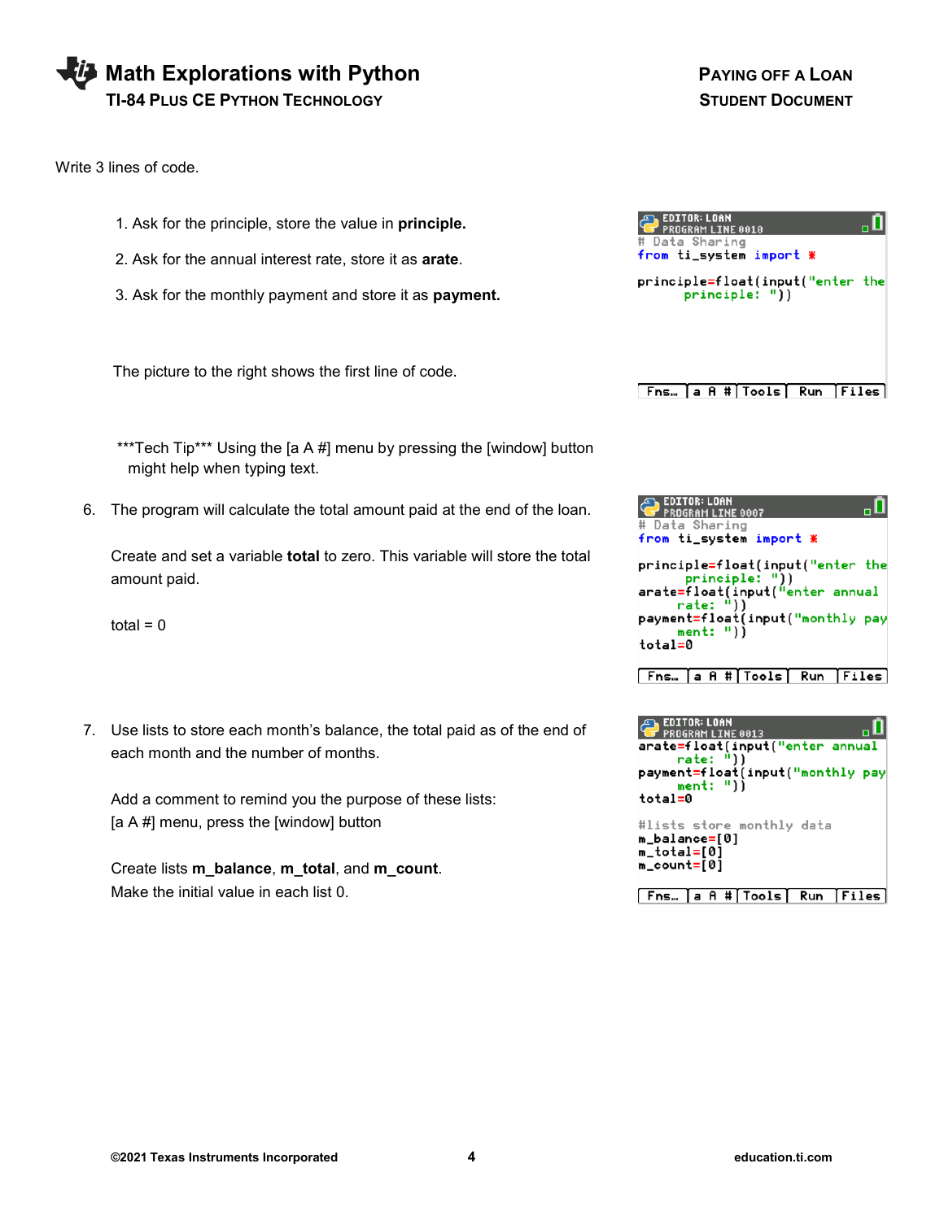Write 3 lines of code.

1. Ask for the principle, store the value in **principle.**
2. Ask for the annual interest rate, store it as **arate**.
3. Ask for the monthly payment and store it as **payment.**

The picture to the right shows the first line of code.

```
EDITOR: LOAN
PROGRAM LINE 0010
# Data Sharing
from ti_system import *

principle=float(input("enter the
      principle: "))
```

***Tech Tip*** Using the [a A #] menu by pressing the [window] button might help when typing text.

6. The program will calculate the total amount paid at the end of the loan.

   Create and set a variable **total** to zero. This variable will store the total amount paid.

   total = 0

```
EDITOR: LOAN
PROGRAM LINE 0007
# Data Sharing
from ti_system import *

principle=float(input("enter the
      principle: "))
arate=float(input("enter annual
      rate: "))
payment=float(input("monthly pay
      ment: "))
total=0
```

7. Use lists to store each month's balance, the total paid as of the end of each month and the number of months.

   Add a comment to remind you the purpose of these lists:
   [a A #] menu, press the [window] button

   Create lists **m_balance**, **m_total**, and **m_count**.
   Make the initial value in each list 0.

```
EDITOR: LOAN
PROGRAM LINE 0013
arate=float(input("enter annual
      rate: "))
payment=float(input("monthly pay
      ment: "))
total=0

#lists store monthly data
m_balance=[0]
m_total=[0]
m_count=[0]
```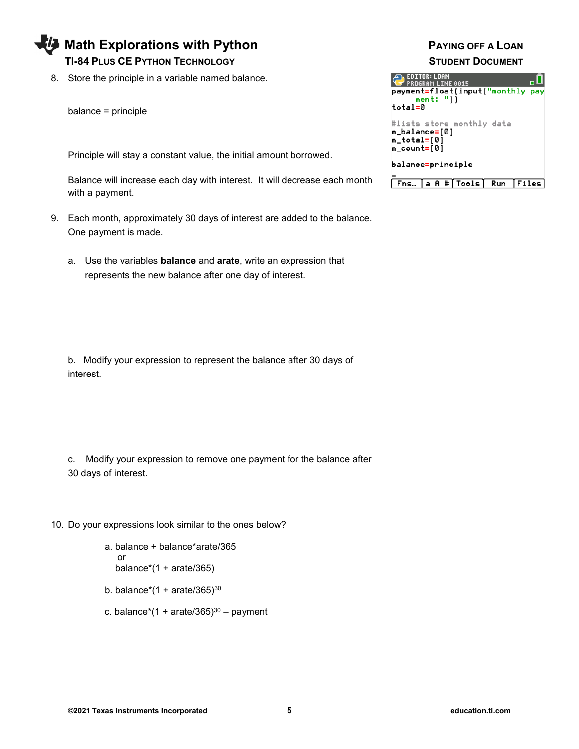8. Store the principle in a variable named balance.

   balance = principle

   Principle will stay a constant value, the initial amount borrowed.

   Balance will increase each day with interest. It will decrease each month with a payment.

```
EDITOR: LOAN
PROGRAM LINE 0015
payment=float(input("monthly payment: "))
total=0

#lists store monthly data
m_balance=[0]
m_total=[0]
m_count=[0]

balance=principle
```

9. Each month, approximately 30 days of interest are added to the balance. One payment is made.

   a. Use the variables **balance** and **arate**, write an expression that represents the new balance after one day of interest.

   b. Modify your expression to represent the balance after 30 days of interest.

   c. Modify your expression to remove one payment for the balance after 30 days of interest.

10. Do your expressions look similar to the ones below?

    a. balance + balance*arate/365
       or
       balance*(1 + arate/365)

    b. balance*(1 + arate/365)$^{30}$

    c. balance*(1 + arate/365)$^{30}$ – payment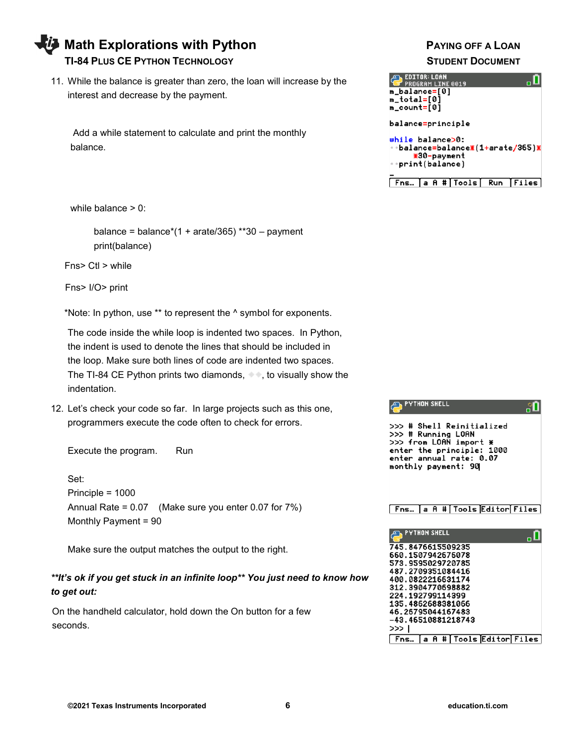11. While the balance is greater than zero, the loan will increase by the interest and decrease by the payment.

    Add a while statement to calculate and print the monthly balance.

```
EDITOR: LOAN
PROGRAM LINE 0019
m_balance=[0]
m_total=[0]
m_count=[0]

balance=principle

while balance>0:
  balance=balance*(1+arate/365)*
   *30-payment
  print(balance)
```

while balance > 0:

    balance = balance*(1 + arate/365) **30 – payment
    print(balance)

Fns> Ctl > while

Fns> I/O> print

*Note: In python, use ** to represent the ^ symbol for exponents.

The code inside the while loop is indented two spaces. In Python, the indent is used to denote the lines that should be included in the loop. Make sure both lines of code are indented two spaces. The TI-84 CE Python prints two diamonds, ◆◆, to visually show the indentation.

12. Let's check your code so far. In large projects such as this one, programmers execute the code often to check for errors.

    Execute the program. Run

    Set:
    Principle = 1000
    Annual Rate = 0.07 (Make sure you enter 0.07 for 7%)
    Monthly Payment = 90

    Make sure the output matches the output to the right.

```
PYTHON SHELL
>>> # Shell Reinitialized
>>> # Running LOAN
>>> from LOAN import *
enter the principle: 1000
enter annual rate: 0.07
monthly payment: 90
```

```
PYTHON SHELL
745.8476615509235
660.1507942676078
573.9595029720785
487.2709351084416
400.0822216631174
312.3904770698882
224.192799114399
135.4852688381066
46.26795044167483
-43.46510881218743
>>>
```

***It's ok if you get stuck in an infinite loop** You just need to know how to get out:***

On the handheld calculator, hold down the On button for a few seconds.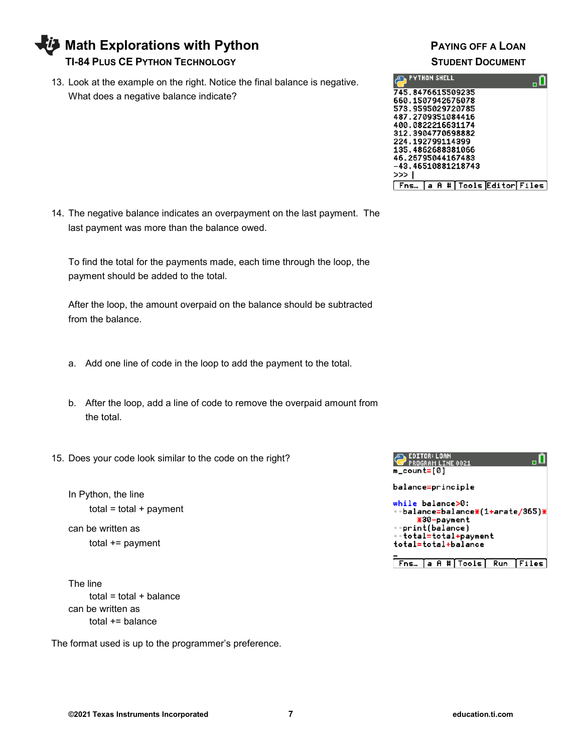13. Look at the example on the right. Notice the final balance is negative. What does a negative balance indicate?

```
PYTHON SHELL
745.8476615509235
660.1507942676078
573.9595029720785
487.2709351084416
400.0822216631174
312.3904770698882
224.192799114399
135.4862688381066
46.26795044167483
-43.46510881218743
>>> |
```

14. The negative balance indicates an overpayment on the last payment. The last payment was more than the balance owed.

    To find the total for the payments made, each time through the loop, the payment should be added to the total.

    After the loop, the amount overpaid on the balance should be subtracted from the balance.

    a. Add one line of code in the loop to add the payment to the total.

    b. After the loop, add a line of code to remove the overpaid amount from the total.

15. Does your code look similar to the code on the right?

```
EDITOR: LOAN
PROGRAM LINE 0021
m_count=[0]

balance=principle

while balance>0:
  balance=balance*(1+arate/365)*30-payment
  print(balance)
  total=total+payment
total=total+balance
```

    In Python, the line
        total = total + payment
    can be written as
        total += payment

    The line
        total = total + balance
    can be written as
        total += balance

The format used is up to the programmer's preference.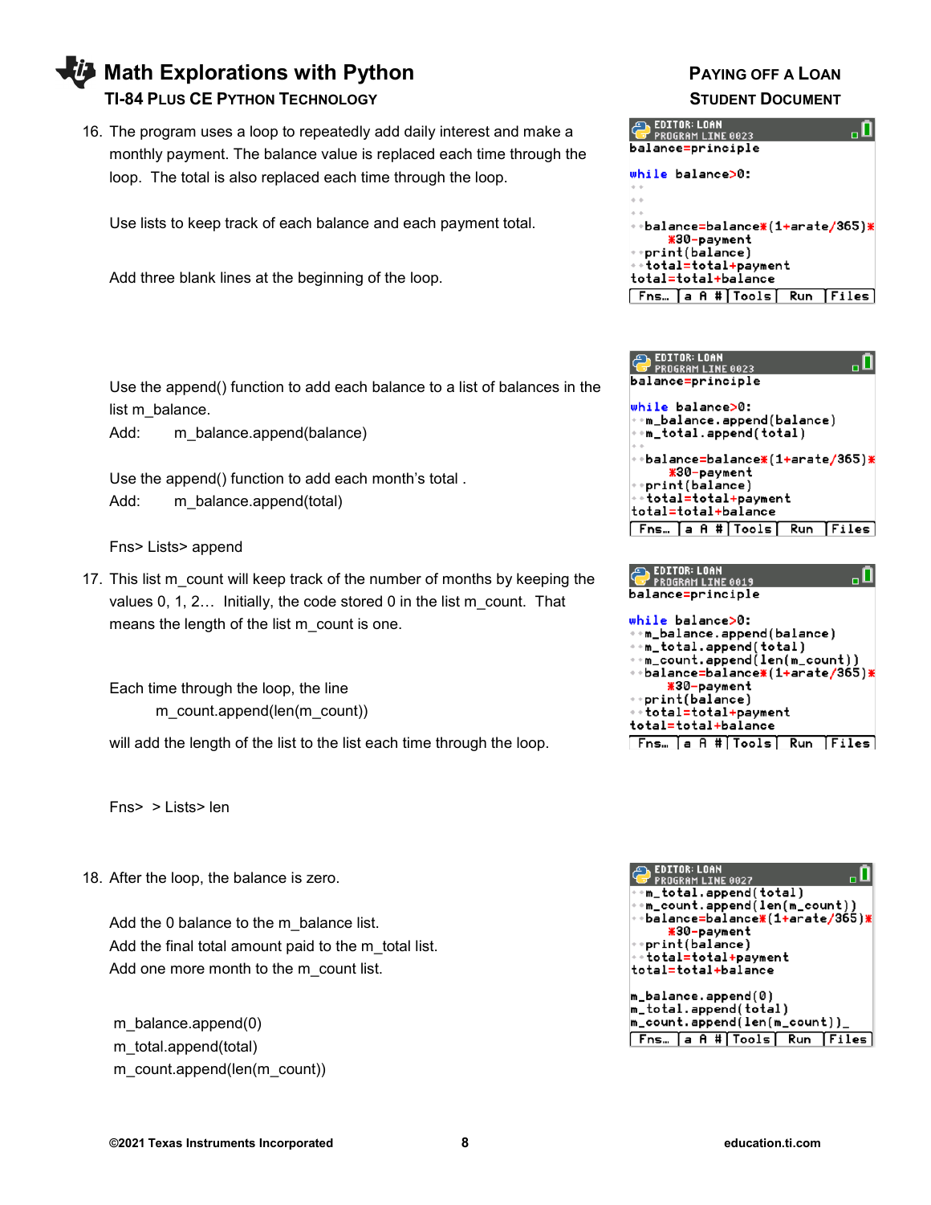16. The program uses a loop to repeatedly add daily interest and make a monthly payment. The balance value is replaced each time through the loop. The total is also replaced each time through the loop.

    Use lists to keep track of each balance and each payment total.

    Add three blank lines at the beginning of the loop.

```
EDITOR: LOAN
PROGRAM LINE 0023
balance=principle

while balance>0:
  
  
  
  balance=balance*(1+arate/365)*
    *30-payment
  print(balance)
  total=total+payment
total=total+balance
```

    Use the append() function to add each balance to a list of balances in the list m_balance.
    Add: m_balance.append(balance)

    Use the append() function to add each month's total .
    Add: m_balance.append(total)

    Fns> Lists> append

```
EDITOR: LOAN
PROGRAM LINE 0023
balance=principle

while balance>0:
  m_balance.append(balance)
  m_total.append(total)
  
  balance=balance*(1+arate/365)*
    *30-payment
  print(balance)
  total=total+payment
total=total+balance
```

17. This list m_count will keep track of the number of months by keeping the values 0, 1, 2… Initially, the code stored 0 in the list m_count. That means the length of the list m_count is one.

    Each time through the loop, the line
    m_count.append(len(m_count))
    will add the length of the list to the list each time through the loop.

    Fns> > Lists> len

```
EDITOR: LOAN
PROGRAM LINE 0019
balance=principle

while balance>0:
  m_balance.append(balance)
  m_total.append(total)
  m_count.append(len(m_count))
  balance=balance*(1+arate/365)*
    *30-payment
  print(balance)
  total=total+payment
total=total+balance
```

18. After the loop, the balance is zero.

    Add the 0 balance to the m_balance list.
    Add the final total amount paid to the m_total list.
    Add one more month to the m_count list.

    m_balance.append(0)
    m_total.append(total)
    m_count.append(len(m_count))

```
EDITOR: LOAN
PROGRAM LINE 0027
  m_total.append(total)
  m_count.append(len(m_count))
  balance=balance*(1+arate/365)*
    *30-payment
  print(balance)
  total=total+payment
total=total+balance

m_balance.append(0)
m_total.append(total)
m_count.append(len(m_count))
```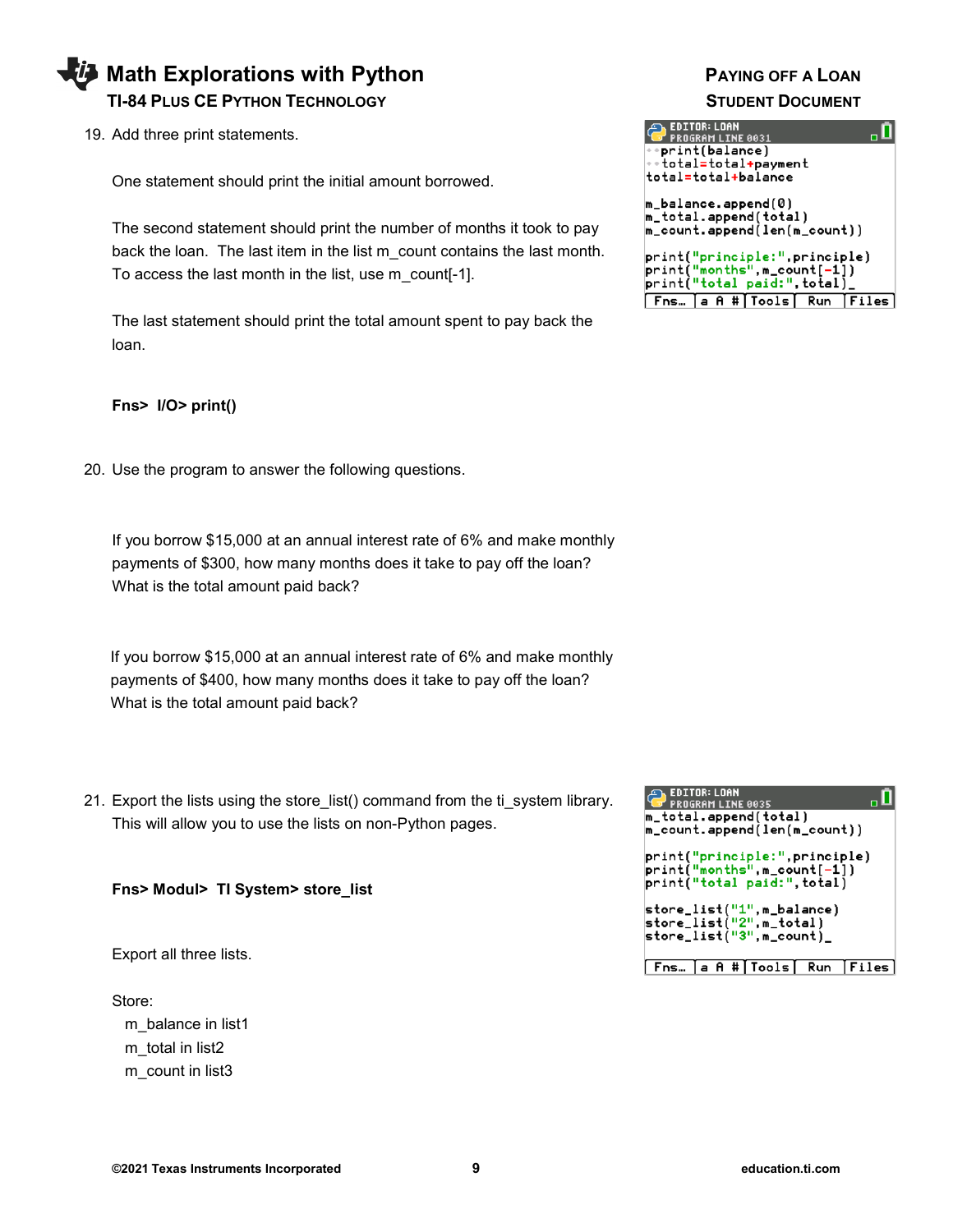19. Add three print statements.

    One statement should print the initial amount borrowed.

    The second statement should print the number of months it took to pay back the loan. The last item in the list m_count contains the last month. To access the last month in the list, use m_count[-1].

    The last statement should print the total amount spent to pay back the loan.

    **Fns> I/O> print()**

```
EDITOR: LOAN
PROGRAM LINE 0031
    print(balance)
    total=total+payment
total=total+balance

m_balance.append(0)
m_total.append(total)
m_count.append(len(m_count))

print("principle:",principle)
print("months",m_count[-1])
print("total paid:",total)
```

20. Use the program to answer the following questions.

    If you borrow $15,000 at an annual interest rate of 6% and make monthly payments of $300, how many months does it take to pay off the loan? What is the total amount paid back?

    If you borrow $15,000 at an annual interest rate of 6% and make monthly payments of $400, how many months does it take to pay off the loan? What is the total amount paid back?

21. Export the lists using the store_list() command from the ti_system library. This will allow you to use the lists on non-Python pages.

    **Fns> Modul> TI System> store_list**

    Export all three lists.

    Store:
    - m_balance in list1
    - m_total in list2
    - m_count in list3

```
EDITOR: LOAN
PROGRAM LINE 0035
m_total.append(total)
m_count.append(len(m_count))

print("principle:",principle)
print("months",m_count[-1])
print("total paid:",total)

store_list("1",m_balance)
store_list("2",m_total)
store_list("3",m_count)
```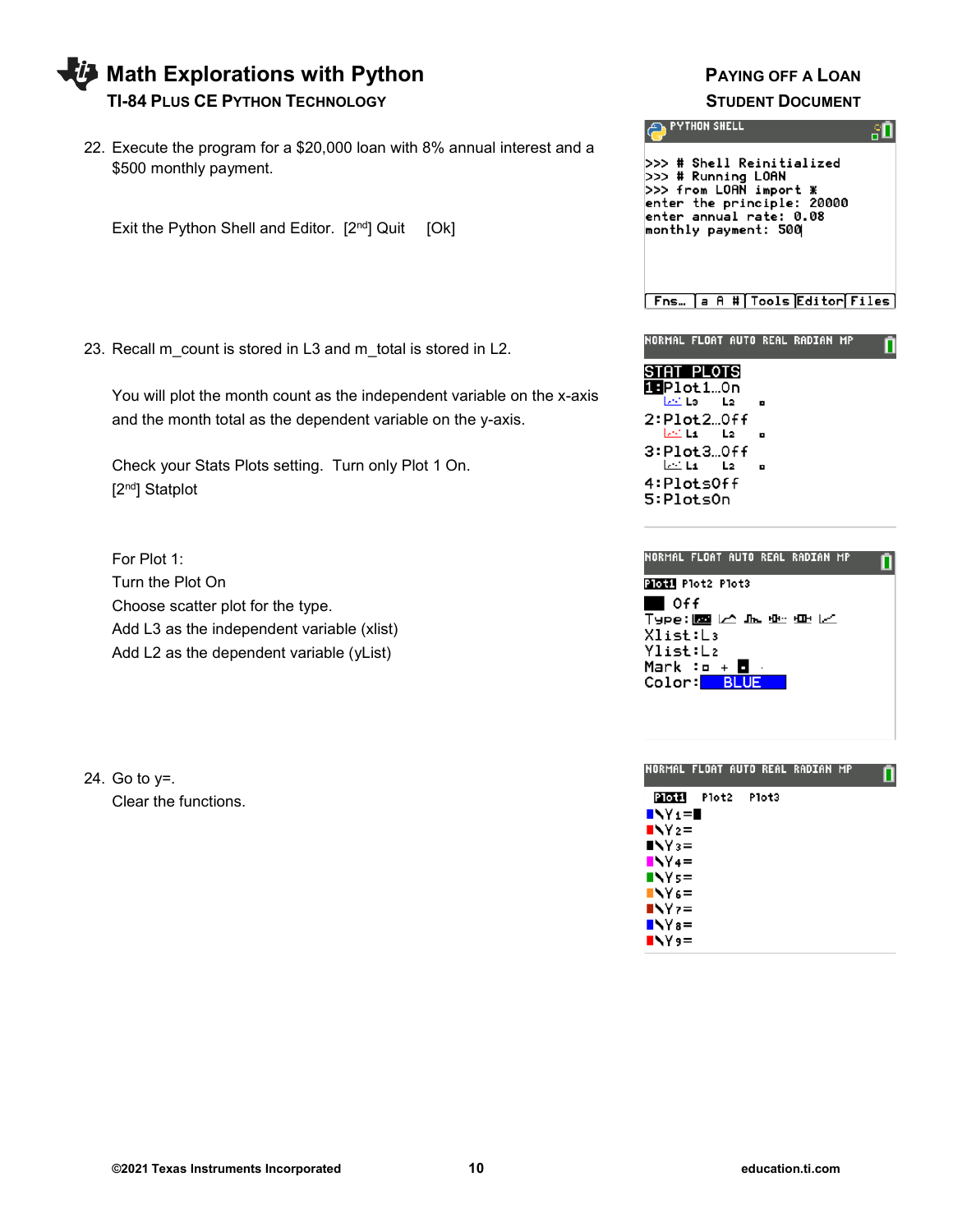22. Execute the program for a $20,000 loan with 8% annual interest and a $500 monthly payment.

    Exit the Python Shell and Editor. [2nd] Quit [Ok]

```
>>> # Shell Reinitialized
>>> # Running LOAN
>>> from LOAN import *
enter the principle: 20000
enter annual rate: 0.08
monthly payment: 500
```

23. Recall m_count is stored in L3 and m_total is stored in L2.

    You will plot the month count as the independent variable on the x-axis and the month total as the dependent variable on the y-axis.

    Check your Stats Plots setting. Turn only Plot 1 On.
    [2nd] Statplot

    For Plot 1:
    Turn the Plot On
    Choose scatter plot for the type.
    Add L3 as the independent variable (xlist)
    Add L2 as the dependent variable (yList)

24. Go to y=.
    Clear the functions.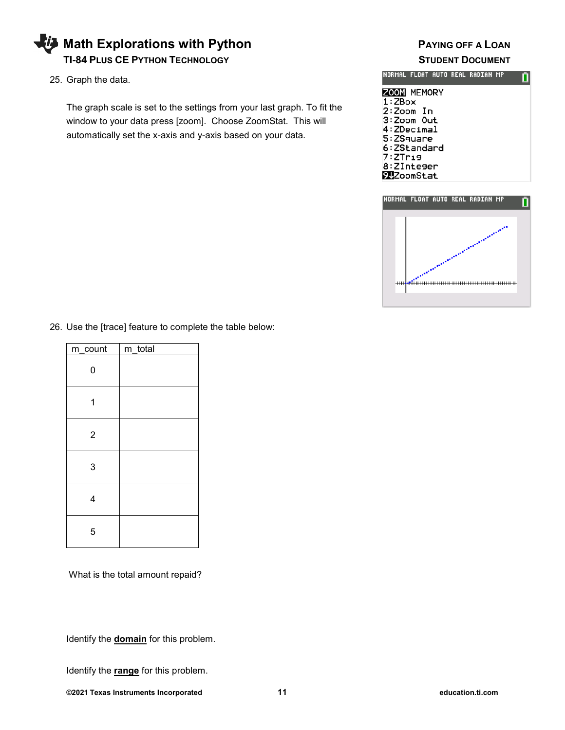25. Graph the data.

    The graph scale is set to the settings from your last graph. To fit the window to your data press [zoom]. Choose ZoomStat. This will automatically set the x-axis and y-axis based on your data.

26. Use the [trace] feature to complete the table below:

| m_count | m_total |
|---|---|
| 0 | |
| 1 | |
| 2 | |
| 3 | |
| 4 | |
| 5 | |

What is the total amount repaid?

Identify the **domain** for this problem.

Identify the **range** for this problem.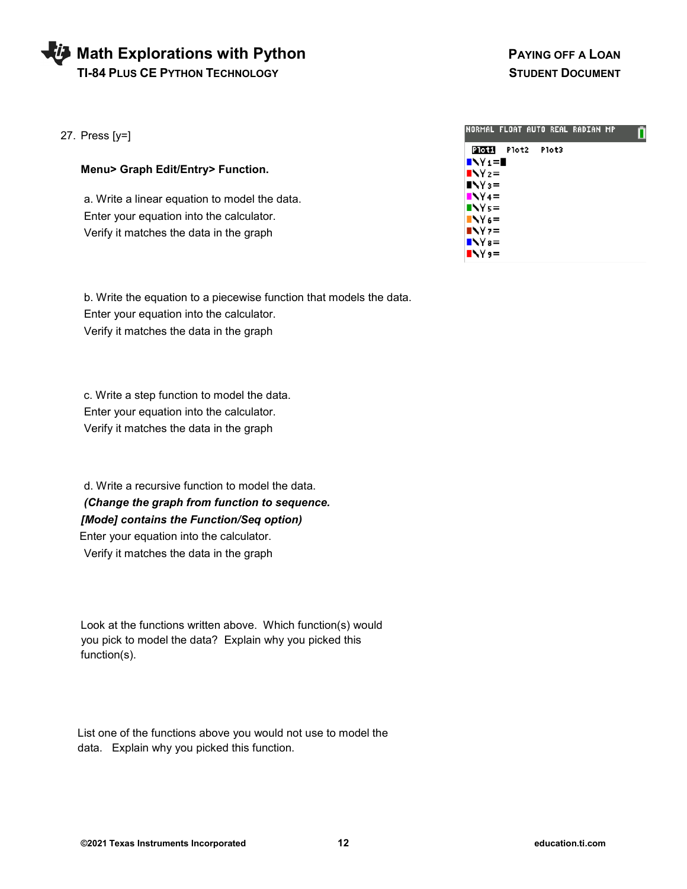27. Press [y=]

**Menu> Graph Edit/Entry> Function.**

a. Write a linear equation to model the data.
Enter your equation into the calculator.
Verify it matches the data in the graph

b. Write the equation to a piecewise function that models the data.
Enter your equation into the calculator.
Verify it matches the data in the graph

c. Write a step function to model the data.
Enter your equation into the calculator.
Verify it matches the data in the graph

d. Write a recursive function to model the data.
***(Change the graph from function to sequence.***
***[Mode] contains the Function/Seq option)***
Enter your equation into the calculator.
Verify it matches the data in the graph

Look at the functions written above. Which function(s) would you pick to model the data? Explain why you picked this function(s).

List one of the functions above you would not use to model the data. Explain why you picked this function.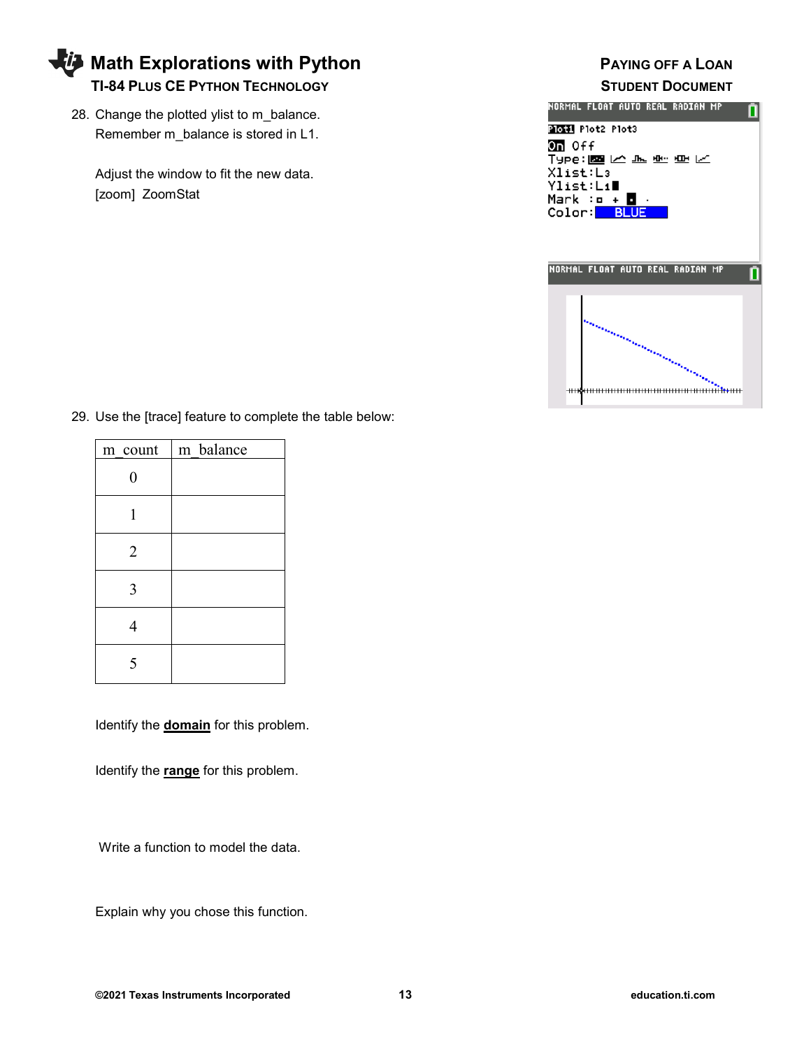28. Change the plotted ylist to m_balance. Remember m_balance is stored in L1.

    Adjust the window to fit the new data. [zoom] ZoomStat

NORMAL FLOAT AUTO REAL RADIAN MP

Plot1 Plot2 Plot3
On Off
Type:
Xlist:L3
Ylist:L1
Mark :□ + ■ ·
Color: BLUE

NORMAL FLOAT AUTO REAL RADIAN MP

29. Use the [trace] feature to complete the table below:

| m_count | m_balance |
|---|---|
| 0 | |
| 1 | |
| 2 | |
| 3 | |
| 4 | |
| 5 | |

Identify the **domain** for this problem.

Identify the **range** for this problem.

Write a function to model the data.

Explain why you chose this function.